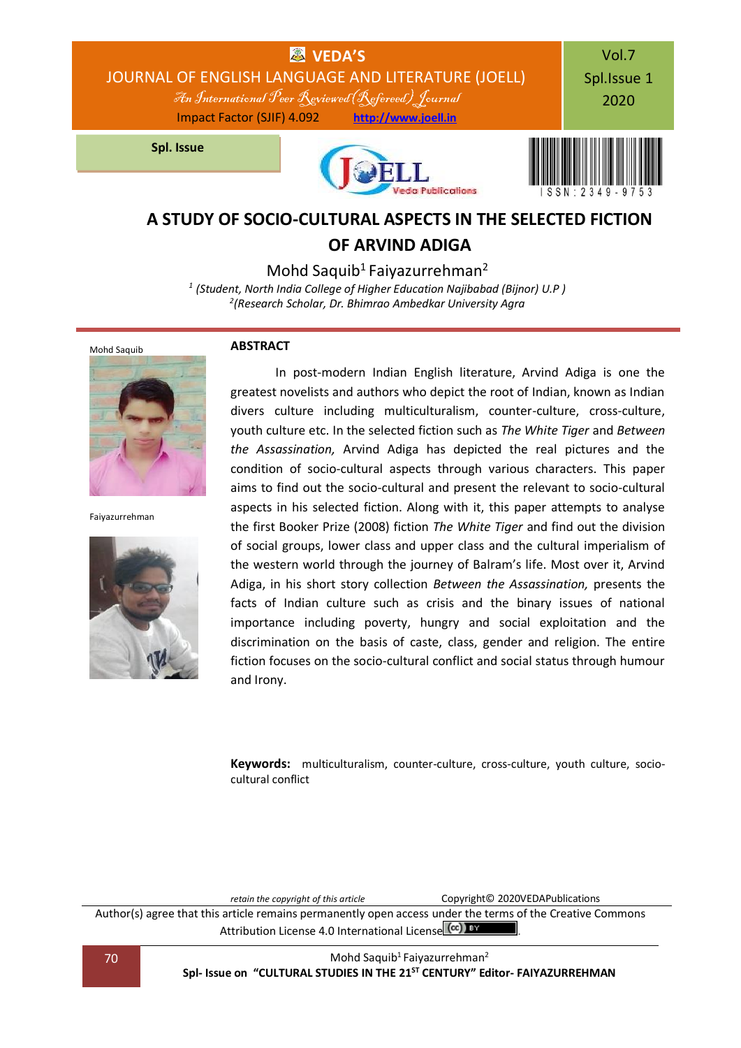# A STUDY OF SOCIO-CULTURAL ASPECTS IN THE SELECTED FICTION OF ARVIND ADIGA

Mohd Saquib[1] Faiyazurrehman[2]

[1] (Student, North India College of Higher Education Najibabad (Bijnor) U.P )

[2](Research Scholar, Dr. Bhimrao Ambedkar University Agra

Mohd Saquib

Faiyazurrehman

## ABSTRACT

In post-modern Indian English literature, Arvind Adiga is one the greatest novelists and authors who depict the root of Indian, known as Indian divers culture including multiculturalism, counter-culture, cross-culture, youth culture etc. In the selected fiction such as *The White Tiger* and *Between the Assassination,* Arvind Adiga has depicted the real pictures and the condition of socio-cultural aspects through various characters. This paper aims to find out the socio-cultural and present the relevant to socio-cultural aspects in his selected fiction. Along with it, this paper attempts to analyse the first Booker Prize (2008) fiction *The White Tiger* and find out the division of social groups, lower class and upper class and the cultural imperialism of the western world through the journey of Balram's life. Most over it, Arvind Adiga, in his short story collection *Between the Assassination,* presents the facts of Indian culture such as crisis and the binary issues of national importance including poverty, hungry and social exploitation and the discrimination on the basis of caste, class, gender and religion. The entire fiction focuses on the socio-cultural conflict and social status through humour and Irony.

**Keywords:** multiculturalism, counter-culture, cross-culture, youth culture, socio-cultural conflict

*retain the copyright of this article* Copyright© 2020VEDAPublications

Author(s) agree that this article remains permanently open access under the terms of the Creative Commons Attribution License 4.0 International License.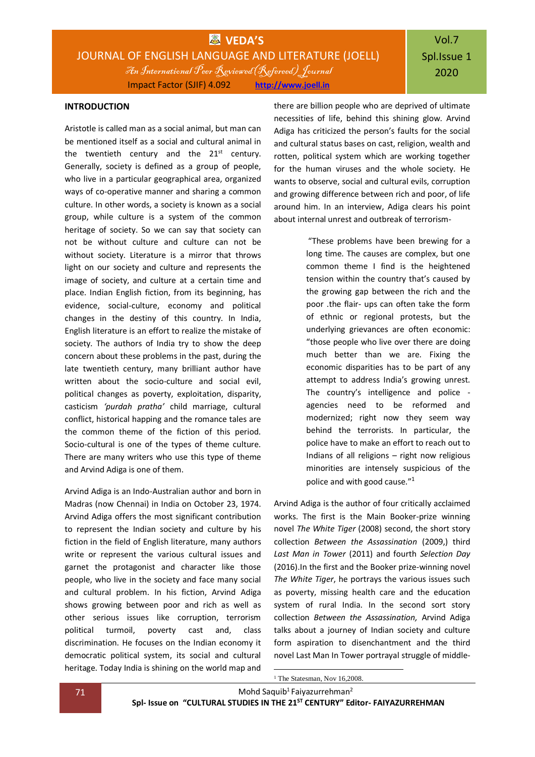## INTRODUCTION

Aristotle is called man as a social animal, but man can be mentioned itself as a social and cultural animal in the twentieth century and the 21st century. Generally, society is defined as a group of people, who live in a particular geographical area, organized ways of co-operative manner and sharing a common culture. In other words, a society is known as a social group, while culture is a system of the common heritage of society. So we can say that society can not be without culture and culture can not be without society. Literature is a mirror that throws light on our society and culture and represents the image of society, and culture at a certain time and place. Indian English fiction, from its beginning, has evidence, social-culture, economy and political changes in the destiny of this country. In India, English literature is an effort to realize the mistake of society. The authors of India try to show the deep concern about these problems in the past, during the late twentieth century, many brilliant author have written about the socio-culture and social evil, political changes as poverty, exploitation, disparity, casticism *'purdah pratha'* child marriage, cultural conflict, historical happing and the romance tales are the common theme of the fiction of this period. Socio-cultural is one of the types of theme culture. There are many writers who use this type of theme and Arvind Adiga is one of them.

Arvind Adiga is an Indo-Australian author and born in Madras (now Chennai) in India on October 23, 1974. Arvind Adiga offers the most significant contribution to represent the Indian society and culture by his fiction in the field of English literature, many authors write or represent the various cultural issues and garnet the protagonist and character like those people, who live in the society and face many social and cultural problem. In his fiction, Arvind Adiga shows growing between poor and rich as well as other serious issues like corruption, terrorism political turmoil, poverty cast and, class discrimination. He focuses on the Indian economy it democratic political system, its social and cultural heritage. Today India is shining on the world map and there are billion people who are deprived of ultimate necessities of life, behind this shining glow. Arvind Adiga has criticized the person's faults for the social and cultural status bases on cast, religion, wealth and rotten, political system which are working together for the human viruses and the whole society. He wants to observe, social and cultural evils, corruption and growing difference between rich and poor, of life around him. In an interview, Adiga clears his point about internal unrest and outbreak of terrorism-

> "These problems have been brewing for a long time. The causes are complex, but one common theme I find is the heightened tension within the country that's caused by the growing gap between the rich and the poor .the flair- ups can often take the form of ethnic or regional protests, but the underlying grievances are often economic: "those people who live over there are doing much better than we are. Fixing the economic disparities has to be part of any attempt to address India's growing unrest. The country's intelligence and police - agencies need to be reformed and modernized; right now they seem way behind the terrorists. In particular, the police have to make an effort to reach out to Indians of all religions – right now religious minorities are intensely suspicious of the police and with good cause."[1]

Arvind Adiga is the author of four critically acclaimed works. The first is the Main Booker-prize winning novel *The White Tiger* (2008) second, the short story collection *Between the Assassination* (2009,) third *Last Man in Tower* (2011) and fourth *Selection Day* (2016).In the first and the Booker prize-winning novel *The White Tiger*, he portrays the various issues such as poverty, missing health care and the education system of rural India. In the second sort story collection *Between the Assassination,* Arvind Adiga talks about a journey of Indian society and culture form aspiration to disenchantment and the third novel Last Man In Tower portrayal struggle of middle-

[1] The Statesman, Nov 16,2008.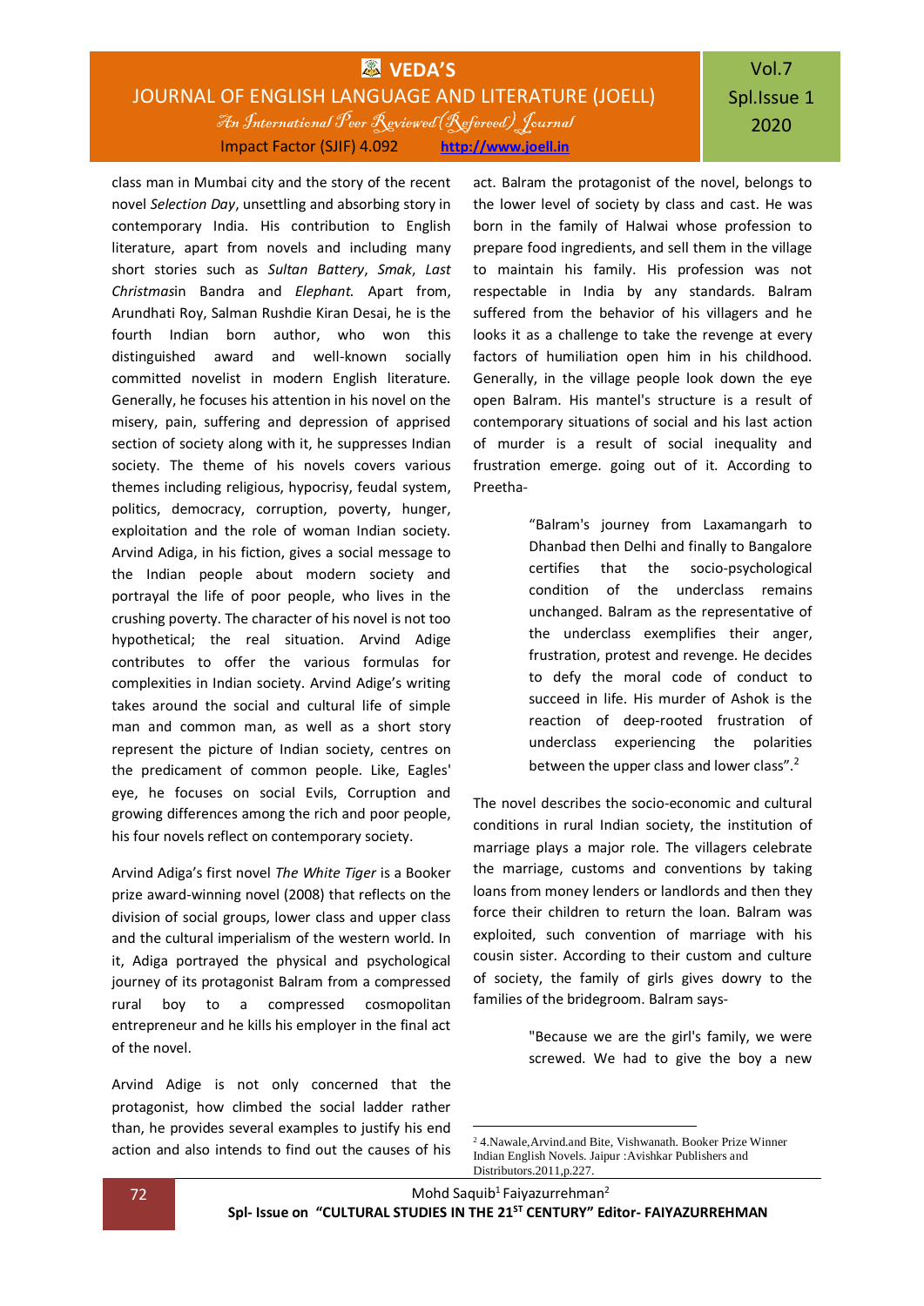class man in Mumbai city and the story of the recent novel *Selection Day*, unsettling and absorbing story in contemporary India. His contribution to English literature, apart from novels and including many short stories such as *Sultan Battery*, *Smak*, *Last Christmas*in Bandra and *Elephant*. Apart from, Arundhati Roy, Salman Rushdie Kiran Desai, he is the fourth Indian born author, who won this distinguished award and well-known socially committed novelist in modern English literature. Generally, he focuses his attention in his novel on the misery, pain, suffering and depression of apprised section of society along with it, he suppresses Indian society. The theme of his novels covers various themes including religious, hypocrisy, feudal system, politics, democracy, corruption, poverty, hunger, exploitation and the role of woman Indian society. Arvind Adiga, in his fiction, gives a social message to the Indian people about modern society and portrayal the life of poor people, who lives in the crushing poverty. The character of his novel is not too hypothetical; the real situation. Arvind Adige contributes to offer the various formulas for complexities in Indian society. Arvind Adige's writing takes around the social and cultural life of simple man and common man, as well as a short story represent the picture of Indian society, centres on the predicament of common people. Like, Eagles' eye, he focuses on social Evils, Corruption and growing differences among the rich and poor people, his four novels reflect on contemporary society.

Arvind Adiga's first novel *The White Tiger* is a Booker prize award-winning novel (2008) that reflects on the division of social groups, lower class and upper class and the cultural imperialism of the western world. In it, Adiga portrayed the physical and psychological journey of its protagonist Balram from a compressed rural boy to a compressed cosmopolitan entrepreneur and he kills his employer in the final act of the novel.

Arvind Adige is not only concerned that the protagonist, how climbed the social ladder rather than, he provides several examples to justify his end action and also intends to find out the causes of his act. Balram the protagonist of the novel, belongs to the lower level of society by class and cast. He was born in the family of Halwai whose profession to prepare food ingredients, and sell them in the village to maintain his family. His profession was not respectable in India by any standards. Balram suffered from the behavior of his villagers and he looks it as a challenge to take the revenge at every factors of humiliation open him in his childhood. Generally, in the village people look down the eye open Balram. His mantel's structure is a result of contemporary situations of social and his last action of murder is a result of social inequality and frustration emerge. going out of it. According to Preetha-

> "Balram's journey from Laxamangarh to Dhanbad then Delhi and finally to Bangalore certifies that the socio-psychological condition of the underclass remains unchanged. Balram as the representative of the underclass exemplifies their anger, frustration, protest and revenge. He decides to defy the moral code of conduct to succeed in life. His murder of Ashok is the reaction of deep-rooted frustration of underclass experiencing the polarities between the upper class and lower class".[2]

The novel describes the socio-economic and cultural conditions in rural Indian society, the institution of marriage plays a major role. The villagers celebrate the marriage, customs and conventions by taking loans from money lenders or landlords and then they force their children to return the loan. Balram was exploited, such convention of marriage with his cousin sister. According to their custom and culture of society, the family of girls gives dowry to the families of the bridegroom. Balram says-

> "Because we are the girl's family, we were screwed. We had to give the boy a new

---

[2] 4.Nawale,Arvind.and Bite, Vishwanath. Booker Prize Winner Indian English Novels. Jaipur :Avishkar Publishers and Distributors.2011,p.227.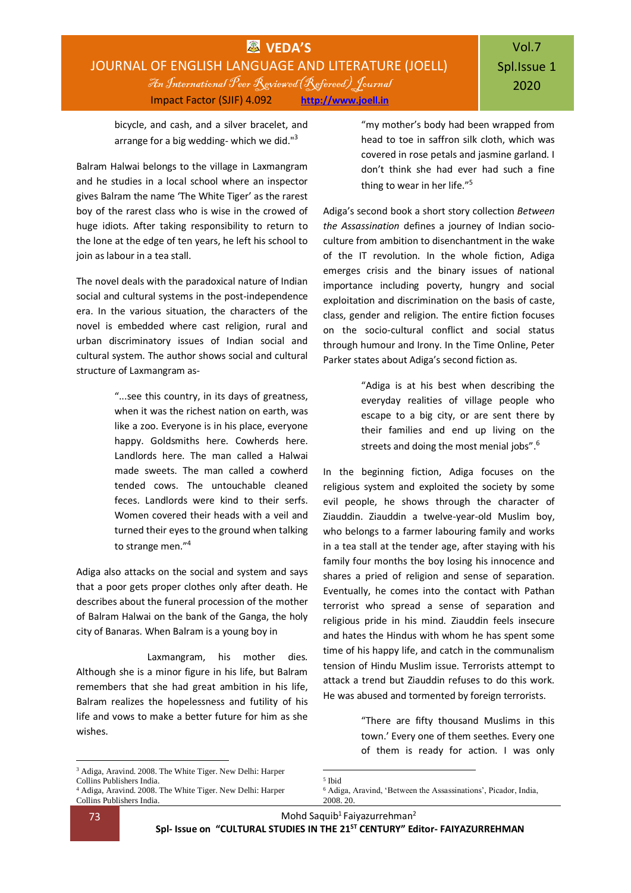bicycle, and cash, and a silver bracelet, and arrange for a big wedding- which we did."[3]

Balram Halwai belongs to the village in Laxmangram and he studies in a local school where an inspector gives Balram the name 'The White Tiger' as the rarest boy of the rarest class who is wise in the crowed of huge idiots. After taking responsibility to return to the lone at the edge of ten years, he left his school to join as labour in a tea stall.

The novel deals with the paradoxical nature of Indian social and cultural systems in the post-independence era. In the various situation, the characters of the novel is embedded where cast religion, rural and urban discriminatory issues of Indian social and cultural system. The author shows social and cultural structure of Laxmangram as-

> "...see this country, in its days of greatness, when it was the richest nation on earth, was like a zoo. Everyone is in his place, everyone happy. Goldsmiths here. Cowherds here. Landlords here. The man called a Halwai made sweets. The man called a cowherd tended cows. The untouchable cleaned feces. Landlords were kind to their serfs. Women covered their heads with a veil and turned their eyes to the ground when talking to strange men."[4]

Adiga also attacks on the social and system and says that a poor gets proper clothes only after death. He describes about the funeral procession of the mother of Balram Halwai on the bank of the Ganga, the holy city of Banaras. When Balram is a young boy in Laxmangram, his mother dies. Although she is a minor figure in his life, but Balram remembers that she had great ambition in his life, Balram realizes the hopelessness and futility of his life and vows to make a better future for him as she wishes.

> "my mother's body had been wrapped from head to toe in saffron silk cloth, which was covered in rose petals and jasmine garland. I don't think she had ever had such a fine thing to wear in her life."[5]

Adiga's second book a short story collection *Between the Assassination* defines a journey of Indian socio-culture from ambition to disenchantment in the wake of the IT revolution. In the whole fiction, Adiga emerges crisis and the binary issues of national importance including poverty, hungry and social exploitation and discrimination on the basis of caste, class, gender and religion. The entire fiction focuses on the socio-cultural conflict and social status through humour and Irony. In the Time Online, Peter Parker states about Adiga's second fiction as.

> "Adiga is at his best when describing the everyday realities of village people who escape to a big city, or are sent there by their families and end up living on the streets and doing the most menial jobs".[6]

In the beginning fiction, Adiga focuses on the religious system and exploited the society by some evil people, he shows through the character of Ziauddin. Ziauddin a twelve-year-old Muslim boy, who belongs to a farmer labouring family and works in a tea stall at the tender age, after staying with his family four months the boy losing his innocence and shares a pried of religion and sense of separation. Eventually, he comes into the contact with Pathan terrorist who spread a sense of separation and religious pride in his mind. Ziauddin feels insecure and hates the Hindus with whom he has spent some time of his happy life, and catch in the communalism tension of Hindu Muslim issue. Terrorists attempt to attack a trend but Ziauddin refuses to do this work. He was abused and tormented by foreign terrorists.

> "There are fifty thousand Muslims in this town.' Every one of them seethes. Every one of them is ready for action. I was only

---

[3] Adiga, Aravind. 2008. The White Tiger. New Delhi: Harper Collins Publishers India.

[4] Adiga, Aravind. 2008. The White Tiger. New Delhi: Harper Collins Publishers India.

[5] Ibid

[6] Adiga, Aravind, 'Between the Assassinations', Picador, India, 2008. 20.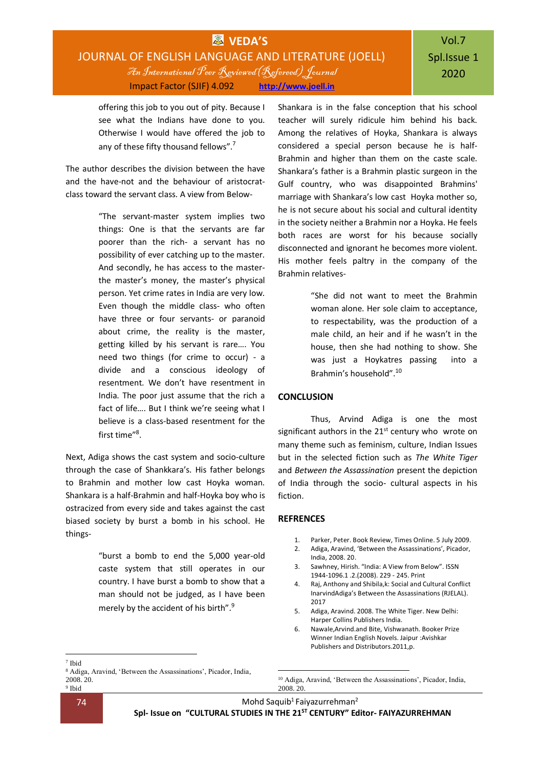offering this job to you out of pity. Because I see what the Indians have done to you. Otherwise I would have offered the job to any of these fifty thousand fellows".[7]

The author describes the division between the have and the have-not and the behaviour of aristocrat-class toward the servant class. A view from Below-

> "The servant-master system implies two things: One is that the servants are far poorer than the rich- a servant has no possibility of ever catching up to the master. And secondly, he has access to the master- the master's money, the master's physical person. Yet crime rates in India are very low. Even though the middle class- who often have three or four servants- or paranoid about crime, the reality is the master, getting killed by his servant is rare…. You need two things (for crime to occur) - a divide and a conscious ideology of resentment. We don't have resentment in India. The poor just assume that the rich a fact of life…. But I think we're seeing what I believe is a class-based resentment for the first time"[8].

Next, Adiga shows the cast system and socio-culture through the case of Shankkara's. His father belongs to Brahmin and mother low cast Hoyka woman. Shankara is a half-Brahmin and half-Hoyka boy who is ostracized from every side and takes against the cast biased society by burst a bomb in his school. He things-

> "burst a bomb to end the 5,000 year-old caste system that still operates in our country. I have burst a bomb to show that a man should not be judged, as I have been merely by the accident of his birth".[9]

Shankara is in the false conception that his school teacher will surely ridicule him behind his back. Among the relatives of Hoyka, Shankara is always considered a special person because he is half-Brahmin and higher than them on the caste scale. Shankara's father is a Brahmin plastic surgeon in the Gulf country, who was disappointed Brahmins' marriage with Shankara's low cast Hoyka mother so, he is not secure about his social and cultural identity in the society neither a Brahmin nor a Hoyka. He feels both races are worst for his because socially disconnected and ignorant he becomes more violent. His mother feels paltry in the company of the Brahmin relatives-

> "She did not want to meet the Brahmin woman alone. Her sole claim to acceptance, to respectability, was the production of a male child, an heir and if he wasn't in the house, then she had nothing to show. She was just a Hoykatres passing into a Brahmin's household".[10]

## CONCLUSION

Thus, Arvind Adiga is one the most significant authors in the 21st century who wrote on many theme such as feminism, culture, Indian Issues but in the selected fiction such as *The White Tiger* and *Between the Assassination* present the depiction of India through the socio- cultural aspects in his fiction.

## REFRENCES

1. Parker, Peter. Book Review, Times Online. 5 July 2009.
2. Adiga, Aravind, 'Between the Assassinations', Picador, India, 2008. 20.
3. Sawhney, Hirish. "India: A View from Below". ISSN 1944-1096.1 .2.(2008). 229 - 245. Print
4. Raj, Anthony and Shibila,k: Social and Cultural Conflict InarvindAdiga's Between the Assassinations (RJELAL). 2017
5. Adiga, Aravind. 2008. The White Tiger. New Delhi: Harper Collins Publishers India.
6. Nawale,Arvind.and Bite, Vishwanath. Booker Prize Winner Indian English Novels. Jaipur :Avishkar Publishers and Distributors.2011,p.

---

[7] Ibid

[8] Adiga, Aravind, 'Between the Assassinations', Picador, India, 2008. 20.

[9] Ibid

[10] Adiga, Aravind, 'Between the Assassinations', Picador, India, 2008. 20.